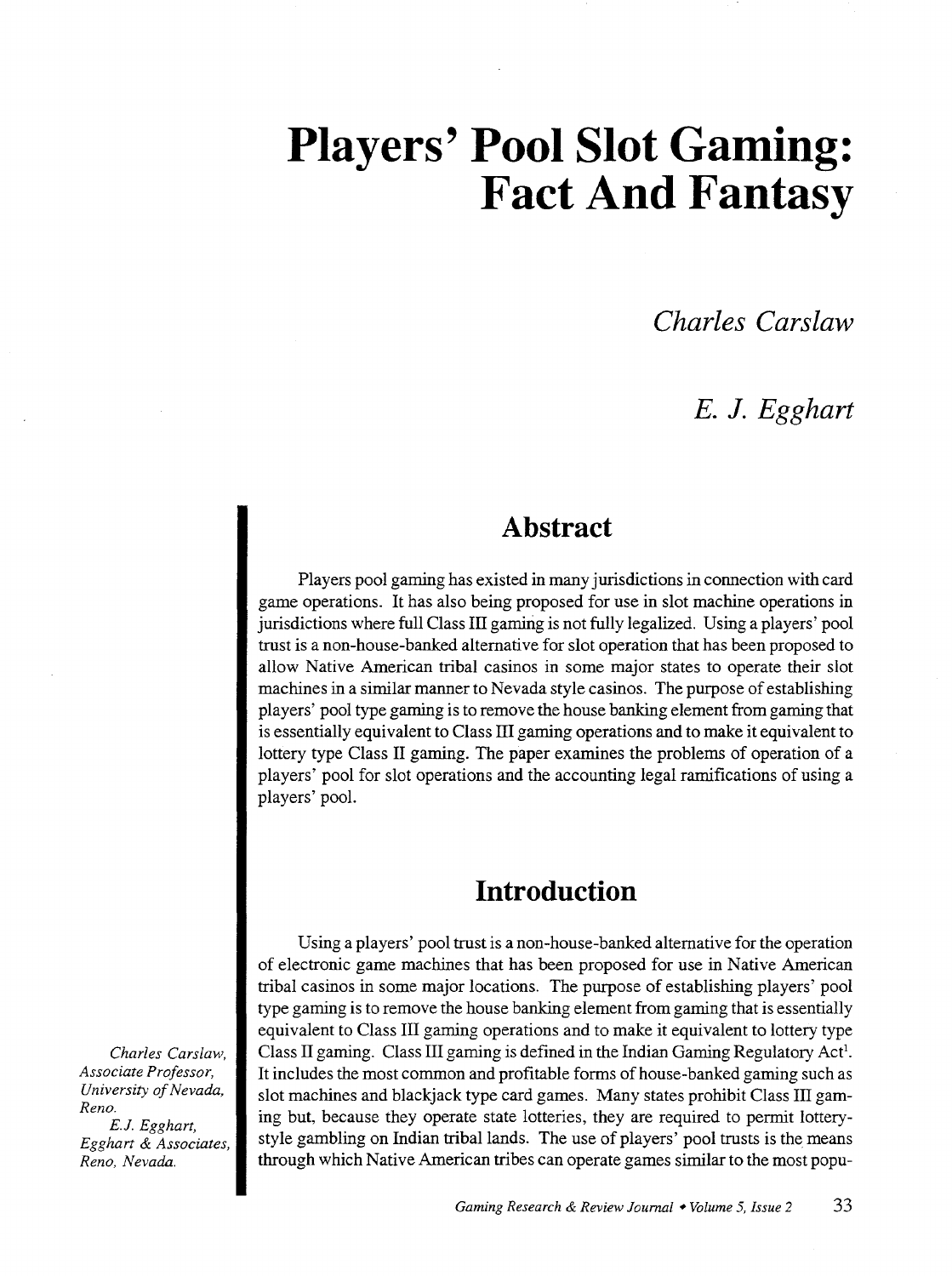# Players' Pool Slot Gaming: Fact And Fantasy

*Charles Carslaw*

*E. J. Egghart*

*Charles Carslaw, Associate Professor, University of Nevada, Reno.*
*E.J. Egghart, Egghart & Associates, Reno, Nevada.*

## Abstract

Players pool gaming has existed in many jurisdictions in connection with card game operations. It has also being proposed for use in slot machine operations in jurisdictions where full Class III gaming is not fully legalized. Using a players' pool trust is a non-house-banked alternative for slot operation that has been proposed to allow Native American tribal casinos in some major states to operate their slot machines in a similar manner to Nevada style casinos. The purpose of establishing players' pool type gaming is to remove the house banking element from gaming that is essentially equivalent to Class III gaming operations and to make it equivalent to lottery type Class II gaming. The paper examines the problems of operation of a players' pool for slot operations and the accounting legal ramifications of using a players' pool.

## Introduction

Using a players' pool trust is a non-house-banked alternative for the operation of electronic game machines that has been proposed for use in Native American tribal casinos in some major locations. The purpose of establishing players' pool type gaming is to remove the house banking element from gaming that is essentially equivalent to Class III gaming operations and to make it equivalent to lottery type Class II gaming. Class III gaming is defined in the Indian Gaming Regulatory Act[1]. It includes the most common and profitable forms of house-banked gaming such as slot machines and blackjack type card games. Many states prohibit Class III gaming but, because they operate state lotteries, they are required to permit lottery-style gambling on Indian tribal lands. The use of players' pool trusts is the means through which Native American tribes can operate games similar to the most popu-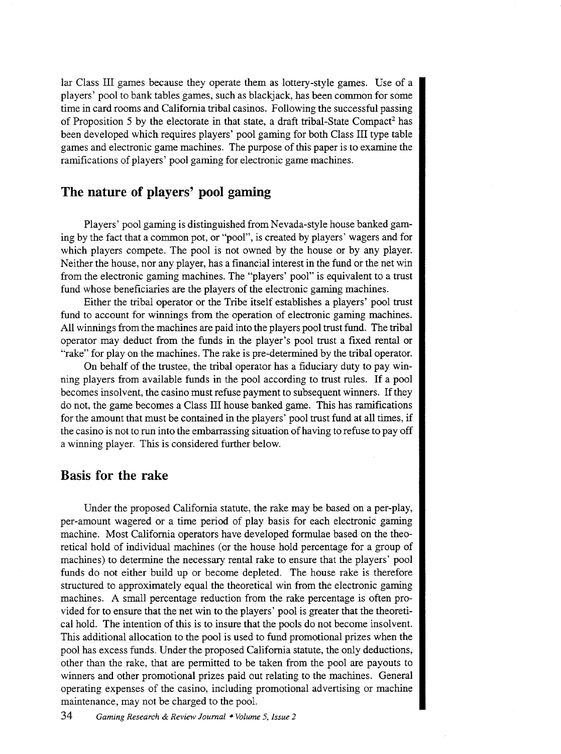lar Class III games because they operate them as lottery-style games. Use of a players' pool to bank tables games, such as blackjack, has been common for some time in card rooms and California tribal casinos. Following the successful passing of Proposition 5 by the electorate in that state, a draft tribal-State Compact[2] has been developed which requires players' pool gaming for both Class III type table games and electronic game machines. The purpose of this paper is to examine the ramifications of players' pool gaming for electronic game machines.

## The nature of players' pool gaming

Players' pool gaming is distinguished from Nevada-style house banked gaming by the fact that a common pot, or "pool", is created by players' wagers and for which players compete. The pool is not owned by the house or by any player. Neither the house, nor any player, has a financial interest in the fund or the net win from the electronic gaming machines. The "players' pool" is equivalent to a trust fund whose beneficiaries are the players of the electronic gaming machines.

Either the tribal operator or the Tribe itself establishes a players' pool trust fund to account for winnings from the operation of electronic gaming machines. All winnings from the machines are paid into the players pool trust fund. The tribal operator may deduct from the funds in the player's pool trust a fixed rental or "rake" for play on the machines. The rake is pre-determined by the tribal operator.

On behalf of the trustee, the tribal operator has a fiduciary duty to pay winning players from available funds in the pool according to trust rules. If a pool becomes insolvent, the casino must refuse payment to subsequent winners. If they do not, the game becomes a Class III house banked game. This has ramifications for the amount that must be contained in the players' pool trust fund at all times, if the casino is not to run into the embarrassing situation of having to refuse to pay off a winning player. This is considered further below.

## Basis for the rake

Under the proposed California statute, the rake may be based on a per-play, per-amount wagered or a time period of play basis for each electronic gaming machine. Most California operators have developed formulae based on the theoretical hold of individual machines (or the house hold percentage for a group of machines) to determine the necessary rental rake to ensure that the players' pool funds do not either build up or become depleted. The house rake is therefore structured to approximately equal the theoretical win from the electronic gaming machines. A small percentage reduction from the rake percentage is often provided for to ensure that the net win to the players' pool is greater that the theoretical hold. The intention of this is to insure that the pools do not become insolvent. This additional allocation to the pool is used to fund promotional prizes when the pool has excess funds. Under the proposed California statute, the only deductions, other than the rake, that are permitted to be taken from the pool are payouts to winners and other promotional prizes paid out relating to the machines. General operating expenses of the casino, including promotional advertising or machine maintenance, may not be charged to the pool.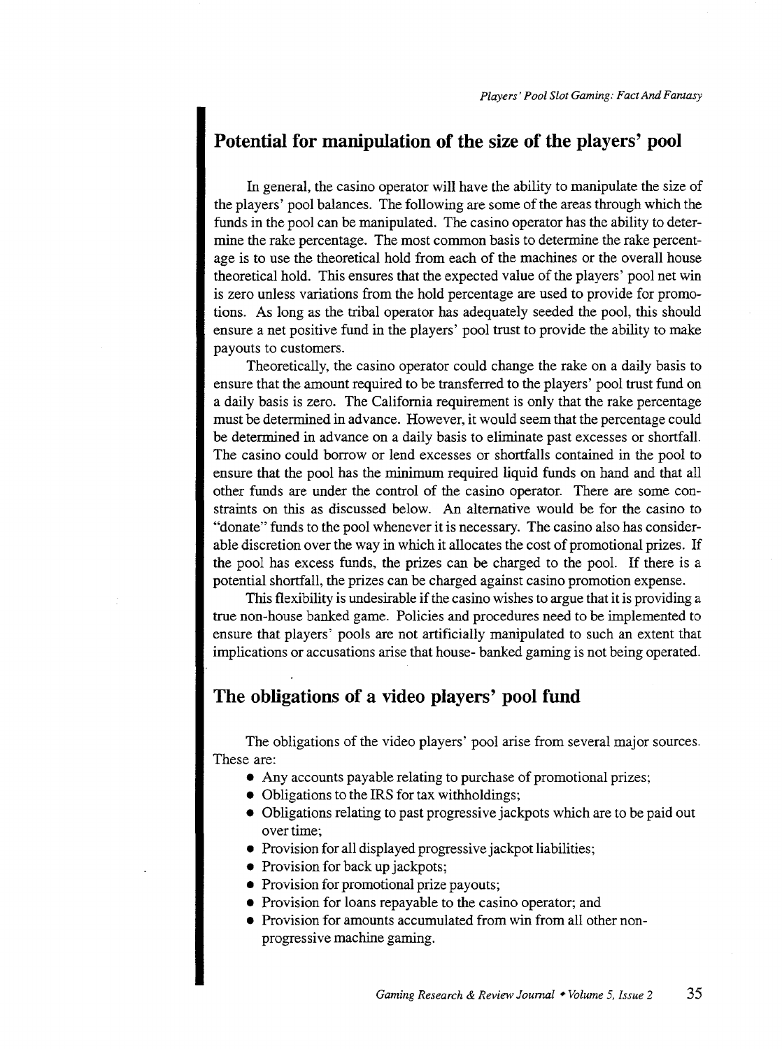## Potential for manipulation of the size of the players' pool

In general, the casino operator will have the ability to manipulate the size of the players' pool balances. The following are some of the areas through which the funds in the pool can be manipulated. The casino operator has the ability to determine the rake percentage. The most common basis to determine the rake percentage is to use the theoretical hold from each of the machines or the overall house theoretical hold. This ensures that the expected value of the players' pool net win is zero unless variations from the hold percentage are used to provide for promotions. As long as the tribal operator has adequately seeded the pool, this should ensure a net positive fund in the players' pool trust to provide the ability to make payouts to customers.

Theoretically, the casino operator could change the rake on a daily basis to ensure that the amount required to be transferred to the players' pool trust fund on a daily basis is zero. The California requirement is only that the rake percentage must be determined in advance. However, it would seem that the percentage could be determined in advance on a daily basis to eliminate past excesses or shortfall. The casino could borrow or lend excesses or shortfalls contained in the pool to ensure that the pool has the minimum required liquid funds on hand and that all other funds are under the control of the casino operator. There are some constraints on this as discussed below. An alternative would be for the casino to "donate" funds to the pool whenever it is necessary. The casino also has considerable discretion over the way in which it allocates the cost of promotional prizes. If the pool has excess funds, the prizes can be charged to the pool. If there is a potential shortfall, the prizes can be charged against casino promotion expense.

This flexibility is undesirable if the casino wishes to argue that it is providing a true non-house banked game. Policies and procedures need to be implemented to ensure that players' pools are not artificially manipulated to such an extent that implications or accusations arise that house- banked gaming is not being operated.

## The obligations of a video players' pool fund

The obligations of the video players' pool arise from several major sources. These are:

- Any accounts payable relating to purchase of promotional prizes;
- Obligations to the IRS for tax withholdings;
- Obligations relating to past progressive jackpots which are to be paid out over time;
- Provision for all displayed progressive jackpot liabilities;
- Provision for back up jackpots;
- Provision for promotional prize payouts;
- Provision for loans repayable to the casino operator; and
- Provision for amounts accumulated from win from all other non-progressive machine gaming.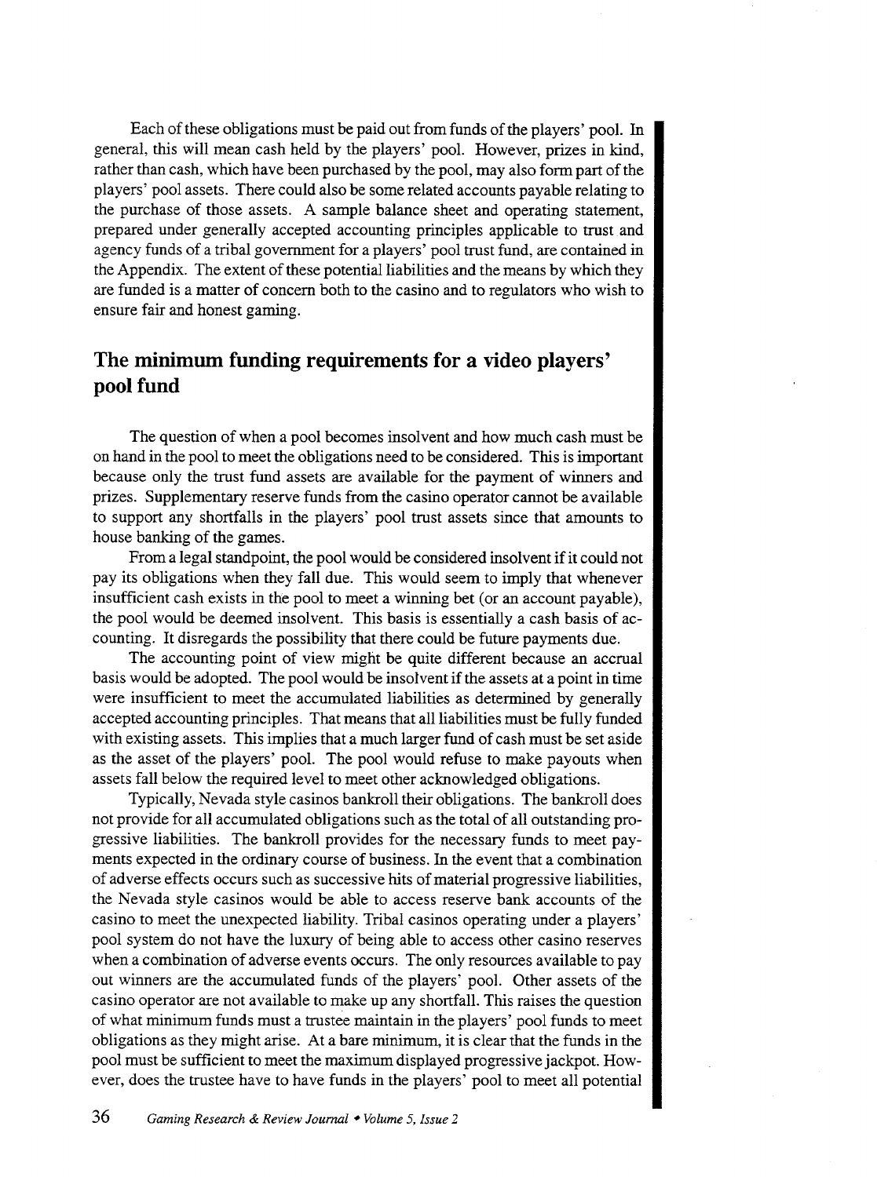Each of these obligations must be paid out from funds of the players' pool. In general, this will mean cash held by the players' pool. However, prizes in kind, rather than cash, which have been purchased by the pool, may also form part of the players' pool assets. There could also be some related accounts payable relating to the purchase of those assets. A sample balance sheet and operating statement, prepared under generally accepted accounting principles applicable to trust and agency funds of a tribal government for a players' pool trust fund, are contained in the Appendix. The extent of these potential liabilities and the means by which they are funded is a matter of concern both to the casino and to regulators who wish to ensure fair and honest gaming.

## The minimum funding requirements for a video players' pool fund

The question of when a pool becomes insolvent and how much cash must be on hand in the pool to meet the obligations need to be considered. This is important because only the trust fund assets are available for the payment of winners and prizes. Supplementary reserve funds from the casino operator cannot be available to support any shortfalls in the players' pool trust assets since that amounts to house banking of the games.

From a legal standpoint, the pool would be considered insolvent if it could not pay its obligations when they fall due. This would seem to imply that whenever insufficient cash exists in the pool to meet a winning bet (or an account payable), the pool would be deemed insolvent. This basis is essentially a cash basis of accounting. It disregards the possibility that there could be future payments due.

The accounting point of view might be quite different because an accrual basis would be adopted. The pool would be insolvent if the assets at a point in time were insufficient to meet the accumulated liabilities as determined by generally accepted accounting principles. That means that all liabilities must be fully funded with existing assets. This implies that a much larger fund of cash must be set aside as the asset of the players' pool. The pool would refuse to make payouts when assets fall below the required level to meet other acknowledged obligations.

Typically, Nevada style casinos bankroll their obligations. The bankroll does not provide for all accumulated obligations such as the total of all outstanding progressive liabilities. The bankroll provides for the necessary funds to meet payments expected in the ordinary course of business. In the event that a combination of adverse effects occurs such as successive hits of material progressive liabilities, the Nevada style casinos would be able to access reserve bank accounts of the casino to meet the unexpected liability. Tribal casinos operating under a players' pool system do not have the luxury of being able to access other casino reserves when a combination of adverse events occurs. The only resources available to pay out winners are the accumulated funds of the players' pool. Other assets of the casino operator are not available to make up any shortfall. This raises the question of what minimum funds must a trustee maintain in the players' pool funds to meet obligations as they might arise. At a bare minimum, it is clear that the funds in the pool must be sufficient to meet the maximum displayed progressive jackpot. However, does the trustee have to have funds in the players' pool to meet all potential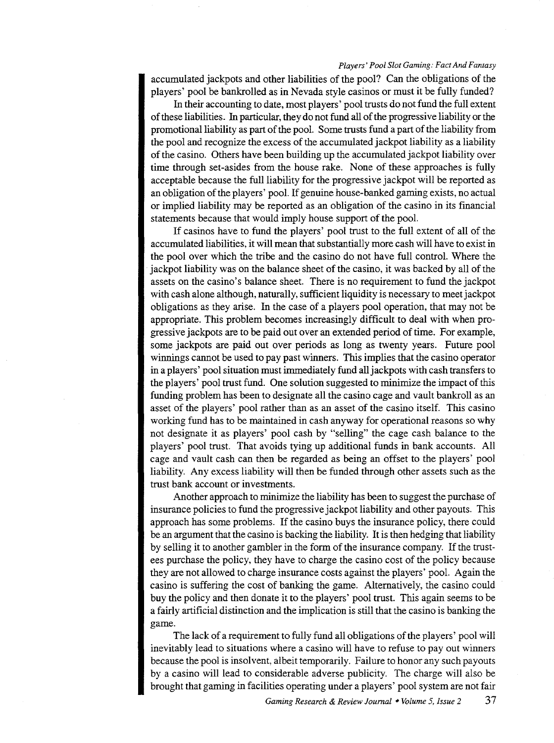accumulated jackpots and other liabilities of the pool? Can the obligations of the players' pool be bankrolled as in Nevada style casinos or must it be fully funded?

In their accounting to date, most players' pool trusts do not fund the full extent of these liabilities. In particular, they do not fund all of the progressive liability or the promotional liability as part of the pool. Some trusts fund a part of the liability from the pool and recognize the excess of the accumulated jackpot liability as a liability of the casino. Others have been building up the accumulated jackpot liability over time through set-asides from the house rake. None of these approaches is fully acceptable because the full liability for the progressive jackpot will be reported as an obligation of the players' pool. If genuine house-banked gaming exists, no actual or implied liability may be reported as an obligation of the casino in its financial statements because that would imply house support of the pool.

If casinos have to fund the players' pool trust to the full extent of all of the accumulated liabilities, it will mean that substantially more cash will have to exist in the pool over which the tribe and the casino do not have full control. Where the jackpot liability was on the balance sheet of the casino, it was backed by all of the assets on the casino's balance sheet. There is no requirement to fund the jackpot with cash alone although, naturally, sufficient liquidity is necessary to meet jackpot obligations as they arise. In the case of a players pool operation, that may not be appropriate. This problem becomes increasingly difficult to deal with when progressive jackpots are to be paid out over an extended period of time. For example, some jackpots are paid out over periods as long as twenty years. Future pool winnings cannot be used to pay past winners. This implies that the casino operator in a players' pool situation must immediately fund all jackpots with cash transfers to the players' pool trust fund. One solution suggested to minimize the impact of this funding problem has been to designate all the casino cage and vault bankroll as an asset of the players' pool rather than as an asset of the casino itself. This casino working fund has to be maintained in cash anyway for operational reasons so why not designate it as players' pool cash by "selling" the cage cash balance to the players' pool trust. That avoids tying up additional funds in bank accounts. All cage and vault cash can then be regarded as being an offset to the players' pool liability. Any excess liability will then be funded through other assets such as the trust bank account or investments.

Another approach to minimize the liability has been to suggest the purchase of insurance policies to fund the progressive jackpot liability and other payouts. This approach has some problems. If the casino buys the insurance policy, there could be an argument that the casino is backing the liability. It is then hedging that liability by selling it to another gambler in the form of the insurance company. If the trustees purchase the policy, they have to charge the casino cost of the policy because they are not allowed to charge insurance costs against the players' pool. Again the casino is suffering the cost of banking the game. Alternatively, the casino could buy the policy and then donate it to the players' pool trust. This again seems to be a fairly artificial distinction and the implication is still that the casino is banking the game.

The lack of a requirement to fully fund all obligations of the players' pool will inevitably lead to situations where a casino will have to refuse to pay out winners because the pool is insolvent, albeit temporarily. Failure to honor any such payouts by a casino will lead to considerable adverse publicity. The charge will also be brought that gaming in facilities operating under a players' pool system are not fair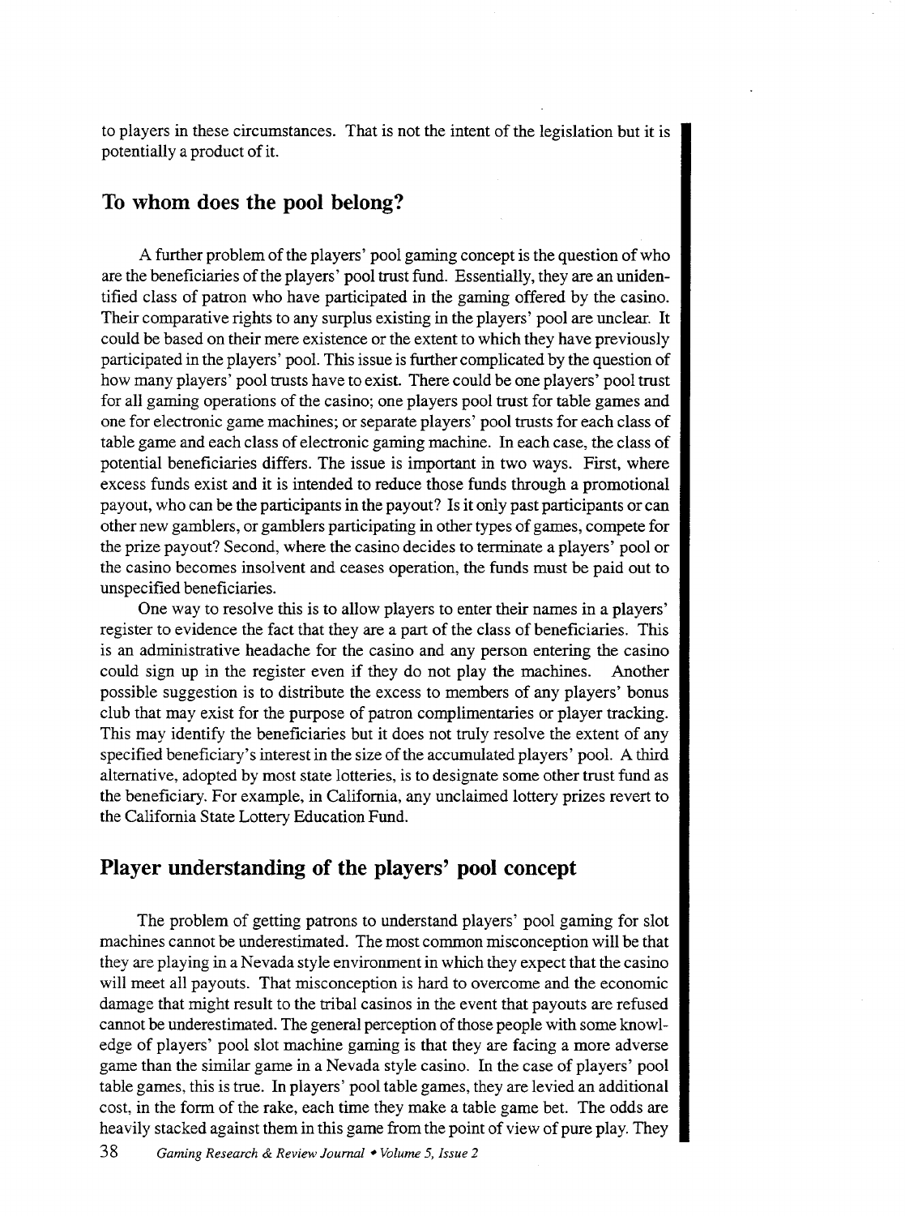to players in these circumstances. That is not the intent of the legislation but it is potentially a product of it.

## To whom does the pool belong?

A further problem of the players' pool gaming concept is the question of who are the beneficiaries of the players' pool trust fund. Essentially, they are an unidentified class of patron who have participated in the gaming offered by the casino. Their comparative rights to any surplus existing in the players' pool are unclear. It could be based on their mere existence or the extent to which they have previously participated in the players' pool. This issue is further complicated by the question of how many players' pool trusts have to exist. There could be one players' pool trust for all gaming operations of the casino; one players pool trust for table games and one for electronic game machines; or separate players' pool trusts for each class of table game and each class of electronic gaming machine. In each case, the class of potential beneficiaries differs. The issue is important in two ways. First, where excess funds exist and it is intended to reduce those funds through a promotional payout, who can be the participants in the payout? Is it only past participants or can other new gamblers, or gamblers participating in other types of games, compete for the prize payout? Second, where the casino decides to terminate a players' pool or the casino becomes insolvent and ceases operation, the funds must be paid out to unspecified beneficiaries.

One way to resolve this is to allow players to enter their names in a players' register to evidence the fact that they are a part of the class of beneficiaries. This is an administrative headache for the casino and any person entering the casino could sign up in the register even if they do not play the machines. Another possible suggestion is to distribute the excess to members of any players' bonus club that may exist for the purpose of patron complimentaries or player tracking. This may identify the beneficiaries but it does not truly resolve the extent of any specified beneficiary's interest in the size of the accumulated players' pool. A third alternative, adopted by most state lotteries, is to designate some other trust fund as the beneficiary. For example, in California, any unclaimed lottery prizes revert to the California State Lottery Education Fund.

## Player understanding of the players' pool concept

The problem of getting patrons to understand players' pool gaming for slot machines cannot be underestimated. The most common misconception will be that they are playing in a Nevada style environment in which they expect that the casino will meet all payouts. That misconception is hard to overcome and the economic damage that might result to the tribal casinos in the event that payouts are refused cannot be underestimated. The general perception of those people with some knowledge of players' pool slot machine gaming is that they are facing a more adverse game than the similar game in a Nevada style casino. In the case of players' pool table games, this is true. In players' pool table games, they are levied an additional cost, in the form of the rake, each time they make a table game bet. The odds are heavily stacked against them in this game from the point of view of pure play. They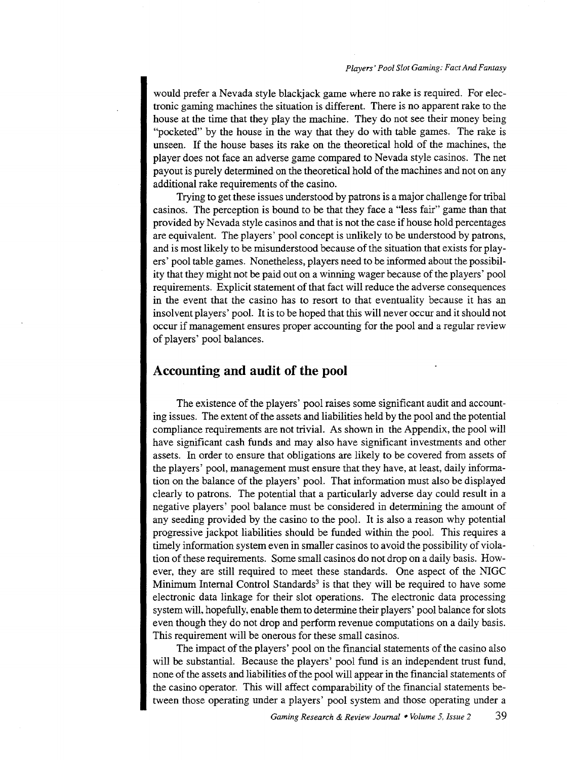would prefer a Nevada style blackjack game where no rake is required. For electronic gaming machines the situation is different. There is no apparent rake to the house at the time that they play the machine. They do not see their money being "pocketed" by the house in the way that they do with table games. The rake is unseen. If the house bases its rake on the theoretical hold of the machines, the player does not face an adverse game compared to Nevada style casinos. The net payout is purely determined on the theoretical hold of the machines and not on any additional rake requirements of the casino.

Trying to get these issues understood by patrons is a major challenge for tribal casinos. The perception is bound to be that they face a "less fair" game than that provided by Nevada style casinos and that is not the case if house hold percentages are equivalent. The players' pool concept is unlikely to be understood by patrons, and is most likely to be misunderstood because of the situation that exists for players' pool table games. Nonetheless, players need to be informed about the possibility that they might not be paid out on a winning wager because of the players' pool requirements. Explicit statement of that fact will reduce the adverse consequences in the event that the casino has to resort to that eventuality because it has an insolvent players' pool. It is to be hoped that this will never occur and it should not occur if management ensures proper accounting for the pool and a regular review of players' pool balances.

## Accounting and audit of the pool

The existence of the players' pool raises some significant audit and accounting issues. The extent of the assets and liabilities held by the pool and the potential compliance requirements are not trivial. As shown in the Appendix, the pool will have significant cash funds and may also have significant investments and other assets. In order to ensure that obligations are likely to be covered from assets of the players' pool, management must ensure that they have, at least, daily information on the balance of the players' pool. That information must also be displayed clearly to patrons. The potential that a particularly adverse day could result in a negative players' pool balance must be considered in determining the amount of any seeding provided by the casino to the pool. It is also a reason why potential progressive jackpot liabilities should be funded within the pool. This requires a timely information system even in smaller casinos to avoid the possibility of violation of these requirements. Some small casinos do not drop on a daily basis. However, they are still required to meet these standards. One aspect of the NIGC Minimum Internal Control Standards[3] is that they will be required to have some electronic data linkage for their slot operations. The electronic data processing system will, hopefully, enable them to determine their players' pool balance for slots even though they do not drop and perform revenue computations on a daily basis. This requirement will be onerous for these small casinos.

The impact of the players' pool on the financial statements of the casino also will be substantial. Because the players' pool fund is an independent trust fund, none of the assets and liabilities of the pool will appear in the financial statements of the casino operator. This will affect comparability of the financial statements between those operating under a players' pool system and those operating under a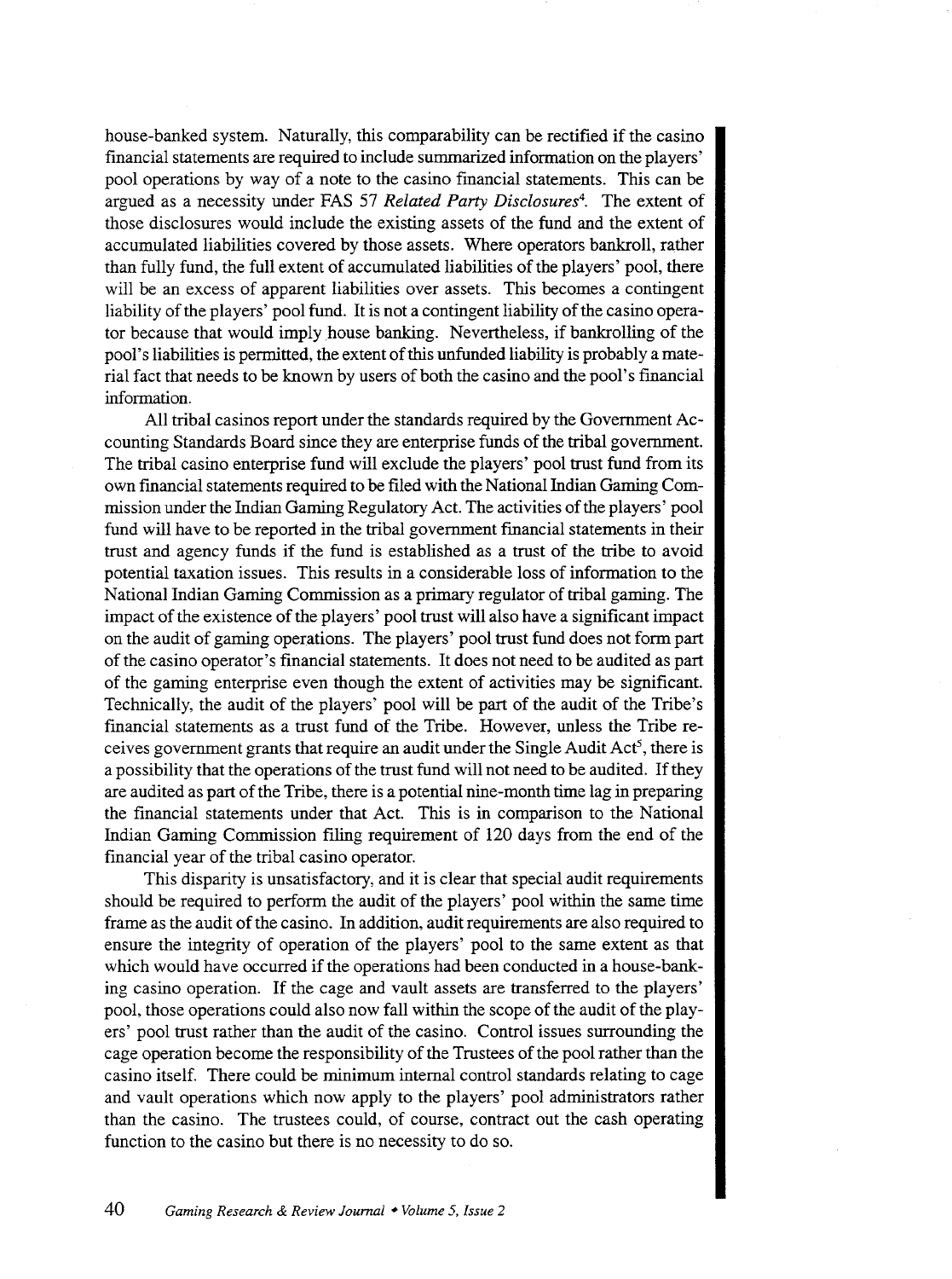house-banked system. Naturally, this comparability can be rectified if the casino financial statements are required to include summarized information on the players' pool operations by way of a note to the casino financial statements. This can be argued as a necessity under FAS 57 *Related Party Disclosures*[4]. The extent of those disclosures would include the existing assets of the fund and the extent of accumulated liabilities covered by those assets. Where operators bankroll, rather than fully fund, the full extent of accumulated liabilities of the players' pool, there will be an excess of apparent liabilities over assets. This becomes a contingent liability of the players' pool fund. It is not a contingent liability of the casino operator because that would imply house banking. Nevertheless, if bankrolling of the pool's liabilities is permitted, the extent of this unfunded liability is probably a material fact that needs to be known by users of both the casino and the pool's financial information.

All tribal casinos report under the standards required by the Government Accounting Standards Board since they are enterprise funds of the tribal government. The tribal casino enterprise fund will exclude the players' pool trust fund from its own financial statements required to be filed with the National Indian Gaming Commission under the Indian Gaming Regulatory Act. The activities of the players' pool fund will have to be reported in the tribal government financial statements in their trust and agency funds if the fund is established as a trust of the tribe to avoid potential taxation issues. This results in a considerable loss of information to the National Indian Gaming Commission as a primary regulator of tribal gaming. The impact of the existence of the players' pool trust will also have a significant impact on the audit of gaming operations. The players' pool trust fund does not form part of the casino operator's financial statements. It does not need to be audited as part of the gaming enterprise even though the extent of activities may be significant. Technically, the audit of the players' pool will be part of the audit of the Tribe's financial statements as a trust fund of the Tribe. However, unless the Tribe receives government grants that require an audit under the Single Audit Act[5], there is a possibility that the operations of the trust fund will not need to be audited. If they are audited as part of the Tribe, there is a potential nine-month time lag in preparing the financial statements under that Act. This is in comparison to the National Indian Gaming Commission filing requirement of 120 days from the end of the financial year of the tribal casino operator.

This disparity is unsatisfactory, and it is clear that special audit requirements should be required to perform the audit of the players' pool within the same time frame as the audit of the casino. In addition, audit requirements are also required to ensure the integrity of operation of the players' pool to the same extent as that which would have occurred if the operations had been conducted in a house-banking casino operation. If the cage and vault assets are transferred to the players' pool, those operations could also now fall within the scope of the audit of the players' pool trust rather than the audit of the casino. Control issues surrounding the cage operation become the responsibility of the Trustees of the pool rather than the casino itself. There could be minimum internal control standards relating to cage and vault operations which now apply to the players' pool administrators rather than the casino. The trustees could, of course, contract out the cash operating function to the casino but there is no necessity to do so.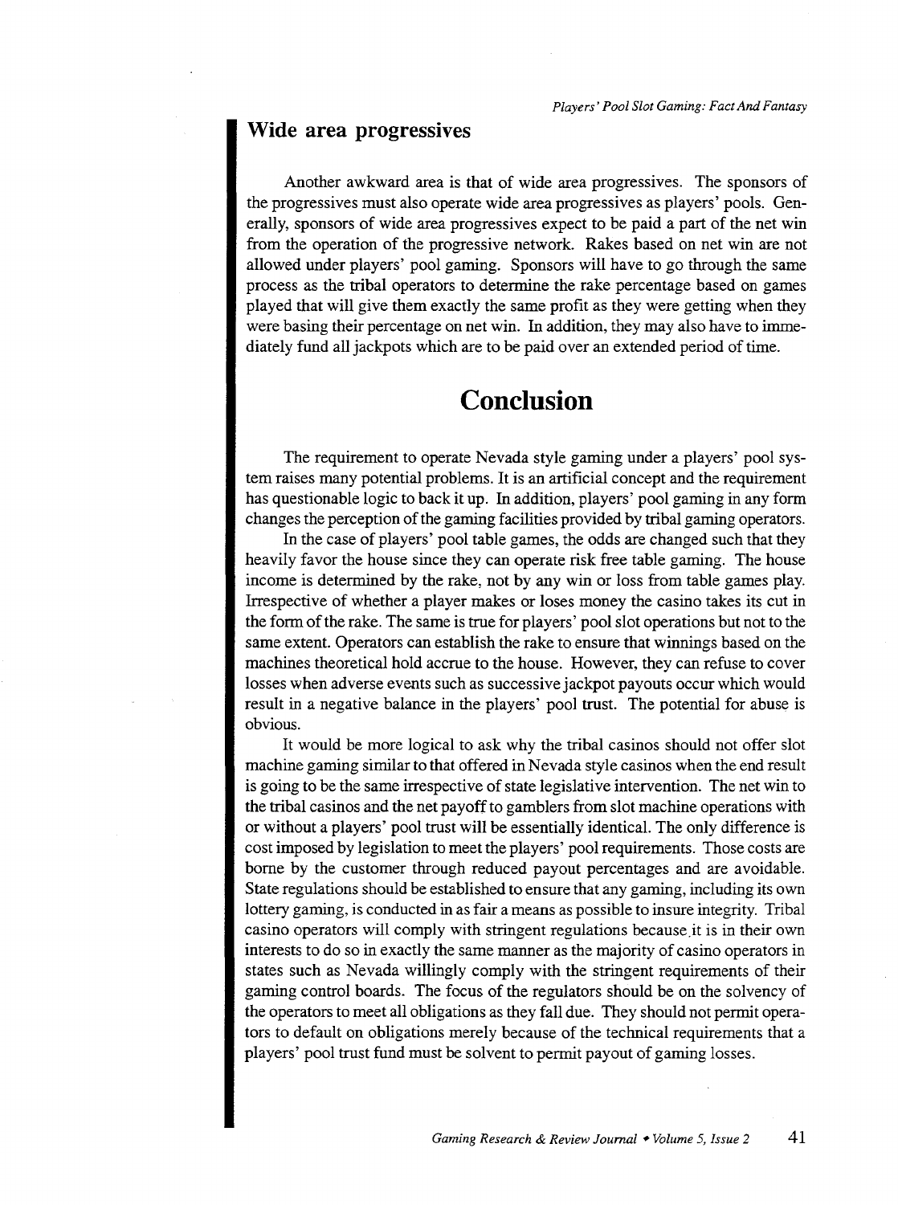## Wide area progressives

Another awkward area is that of wide area progressives. The sponsors of the progressives must also operate wide area progressives as players' pools. Generally, sponsors of wide area progressives expect to be paid a part of the net win from the operation of the progressive network. Rakes based on net win are not allowed under players' pool gaming. Sponsors will have to go through the same process as the tribal operators to determine the rake percentage based on games played that will give them exactly the same profit as they were getting when they were basing their percentage on net win. In addition, they may also have to immediately fund all jackpots which are to be paid over an extended period of time.

# Conclusion

The requirement to operate Nevada style gaming under a players' pool system raises many potential problems. It is an artificial concept and the requirement has questionable logic to back it up. In addition, players' pool gaming in any form changes the perception of the gaming facilities provided by tribal gaming operators.

In the case of players' pool table games, the odds are changed such that they heavily favor the house since they can operate risk free table gaming. The house income is determined by the rake, not by any win or loss from table games play. Irrespective of whether a player makes or loses money the casino takes its cut in the form of the rake. The same is true for players' pool slot operations but not to the same extent. Operators can establish the rake to ensure that winnings based on the machines theoretical hold accrue to the house. However, they can refuse to cover losses when adverse events such as successive jackpot payouts occur which would result in a negative balance in the players' pool trust. The potential for abuse is obvious.

It would be more logical to ask why the tribal casinos should not offer slot machine gaming similar to that offered in Nevada style casinos when the end result is going to be the same irrespective of state legislative intervention. The net win to the tribal casinos and the net payoff to gamblers from slot machine operations with or without a players' pool trust will be essentially identical. The only difference is cost imposed by legislation to meet the players' pool requirements. Those costs are borne by the customer through reduced payout percentages and are avoidable. State regulations should be established to ensure that any gaming, including its own lottery gaming, is conducted in as fair a means as possible to insure integrity. Tribal casino operators will comply with stringent regulations because it is in their own interests to do so in exactly the same manner as the majority of casino operators in states such as Nevada willingly comply with the stringent requirements of their gaming control boards. The focus of the regulators should be on the solvency of the operators to meet all obligations as they fall due. They should not permit operators to default on obligations merely because of the technical requirements that a players' pool trust fund must be solvent to permit payout of gaming losses.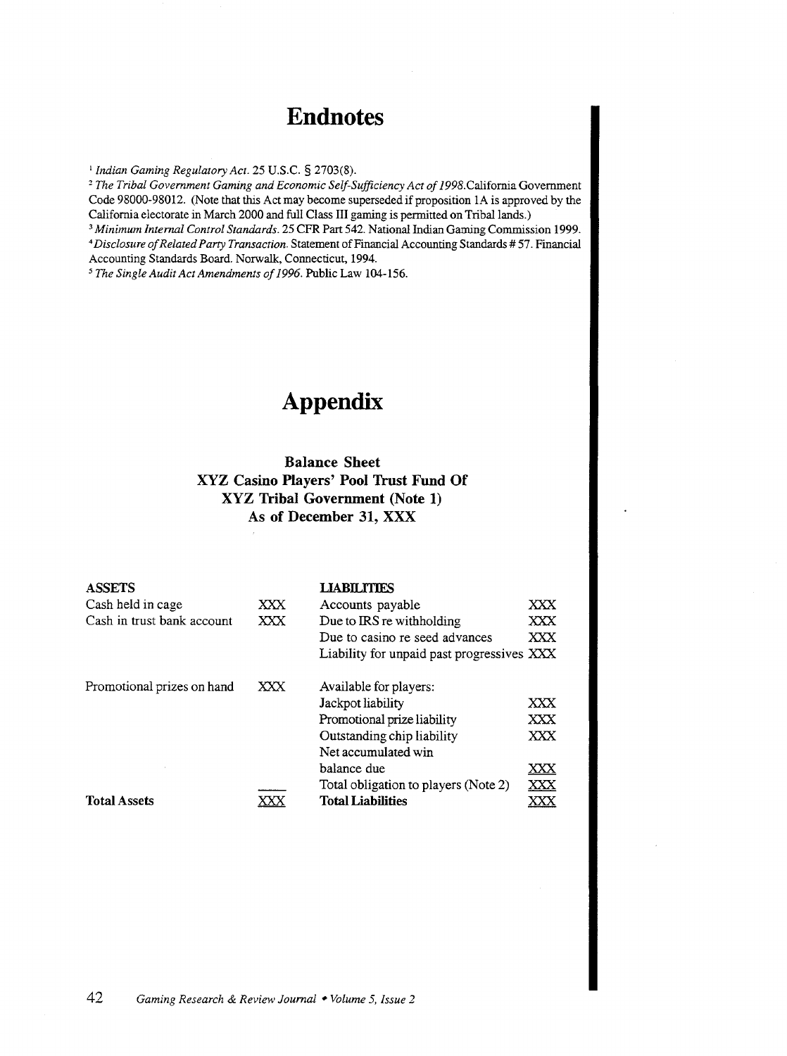# Endnotes

[1] *Indian Gaming Regulatory Act.* 25 U.S.C. § 2703(8).

[2] *The Tribal Government Gaming and Economic Self-Sufficiency Act of 1998.* California Government Code 98000-98012. (Note that this Act may become superseded if proposition 1A is approved by the California electorate in March 2000 and full Class III gaming is permitted on Tribal lands.)

[3] *Minimum Internal Control Standards.* 25 CFR Part 542. National Indian Gaming Commission 1999.

[4] *Disclosure of Related Party Transaction.* Statement of Financial Accounting Standards # 57. Financial Accounting Standards Board. Norwalk, Connecticut, 1994.

[5] *The Single Audit Act Amendments of 1996.* Public Law 104-156.

# Appendix

**Balance Sheet**
**XYZ Casino Players' Pool Trust Fund Of**
**XYZ Tribal Government (Note 1)**
**As of December 31, XXX**

| ASSETS | | LIABILITIES | |
|---|---|---|---|
| Cash held in cage | XXX | Accounts payable | XXX |
| Cash in trust bank account | XXX | Due to IRS re withholding | XXX |
| | | Due to casino re seed advances | XXX |
| | | Liability for unpaid past progressives | XXX |
| Promotional prizes on hand | XXX | Available for players: | |
| | | Jackpot liability | XXX |
| | | Promotional prize liability | XXX |
| | | Outstanding chip liability | XXX |
| | | Net accumulated win balance due | XXX |
| | | Total obligation to players (Note 2) | XXX |
| **Total Assets** | XXX | **Total Liabilities** | XXX |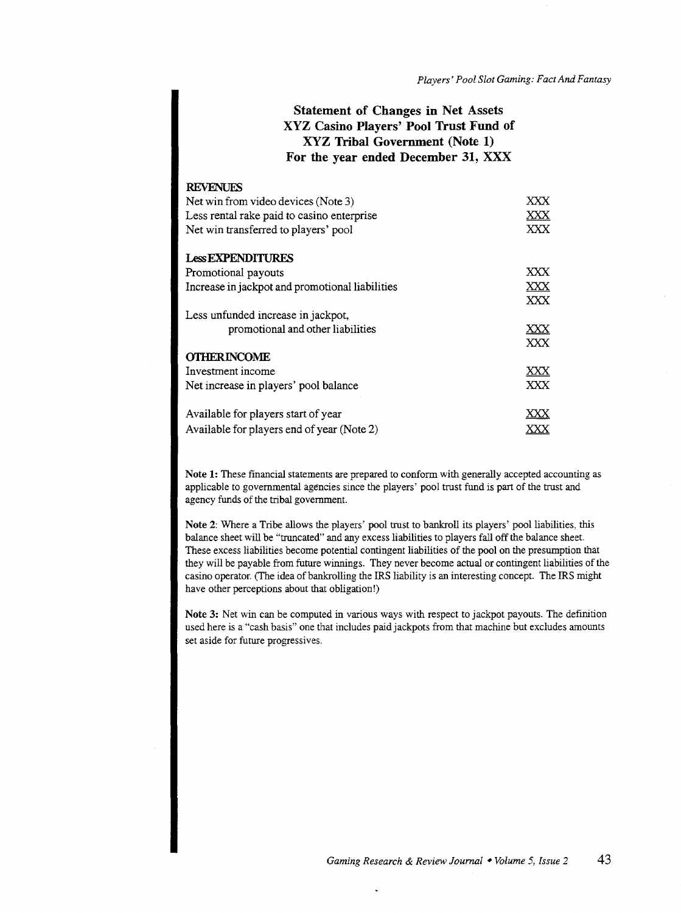## Statement of Changes in Net Assets
## XYZ Casino Players' Pool Trust Fund of
## XYZ Tribal Government (Note 1)
## For the year ended December 31, XXX

| | |
|---|---|
| **REVENUES** | |
| Net win from video devices (Note 3) | XXX |
| Less rental rake paid to casino enterprise | XXX |
| Net win transferred to players' pool | XXX |
| | |
| **Less EXPENDITURES** | |
| Promotional payouts | XXX |
| Increase in jackpot and promotional liabilities | XXX |
| | XXX |
| Less unfunded increase in jackpot, promotional and other liabilities | XXX |
| | XXX |
| **OTHER INCOME** | |
| Investment income | XXX |
| Net increase in players' pool balance | XXX |
| | |
| Available for players start of year | XXX |
| Available for players end of year (Note 2) | XXX |

**Note 1:** These financial statements are prepared to conform with generally accepted accounting as applicable to governmental agencies since the players' pool trust fund is part of the trust and agency funds of the tribal government.

**Note 2**: Where a Tribe allows the players' pool trust to bankroll its players' pool liabilities, this balance sheet will be "truncated" and any excess liabilities to players fall off the balance sheet. These excess liabilities become potential contingent liabilities of the pool on the presumption that they will be payable from future winnings. They never become actual or contingent liabilities of the casino operator. (The idea of bankrolling the IRS liability is an interesting concept. The IRS might have other perceptions about that obligation!)

**Note 3:** Net win can be computed in various ways with respect to jackpot payouts. The definition used here is a "cash basis" one that includes paid jackpots from that machine but excludes amounts set aside for future progressives.